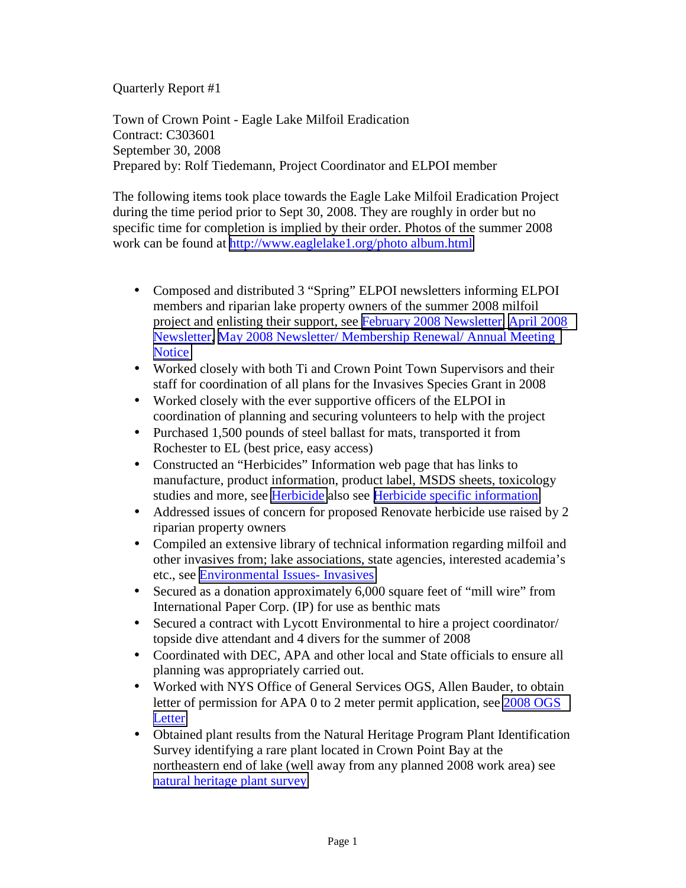Quarterly Report #1

Town of Crown Point - Eagle Lake Milfoil Eradication
Contract: C303601
September 30, 2008
Prepared by: Rolf Tiedemann, Project Coordinator and ELPOI member

The following items took place towards the Eagle Lake Milfoil Eradication Project during the time period prior to Sept 30, 2008. They are roughly in order but no specific time for completion is implied by their order. Photos of the summer 2008 work can be found at http://www.eaglelake1.org/photo album.html

- Composed and distributed 3 "Spring" ELPOI newsletters informing ELPOI members and riparian lake property owners of the summer 2008 milfoil project and enlisting their support, see February 2008 Newsletter, April 2008 Newsletter, May 2008 Newsletter/ Membership Renewal/ Annual Meeting Notice
- Worked closely with both Ti and Crown Point Town Supervisors and their staff for coordination of all plans for the Invasives Species Grant in 2008
- Worked closely with the ever supportive officers of the ELPOI in coordination of planning and securing volunteers to help with the project
- Purchased 1,500 pounds of steel ballast for mats, transported it from Rochester to EL (best price, easy access)
- Constructed an "Herbicides" Information web page that has links to manufacture, product information, product label, MSDS sheets, toxicology studies and more, see Herbicide also see Herbicide specific information
- Addressed issues of concern for proposed Renovate herbicide use raised by 2 riparian property owners
- Compiled an extensive library of technical information regarding milfoil and other invasives from; lake associations, state agencies, interested academia's etc., see Environmental Issues- Invasives
- Secured as a donation approximately 6,000 square feet of "mill wire" from International Paper Corp. (IP) for use as benthic mats
- Secured a contract with Lycott Environmental to hire a project coordinator/ topside dive attendant and 4 divers for the summer of 2008
- Coordinated with DEC, APA and other local and State officials to ensure all planning was appropriately carried out.
- Worked with NYS Office of General Services OGS, Allen Bauder, to obtain letter of permission for APA 0 to 2 meter permit application, see 2008 OGS Letter
- Obtained plant results from the Natural Heritage Program Plant Identification Survey identifying a rare plant located in Crown Point Bay at the northeastern end of lake (well away from any planned 2008 work area) see natural heritage plant survey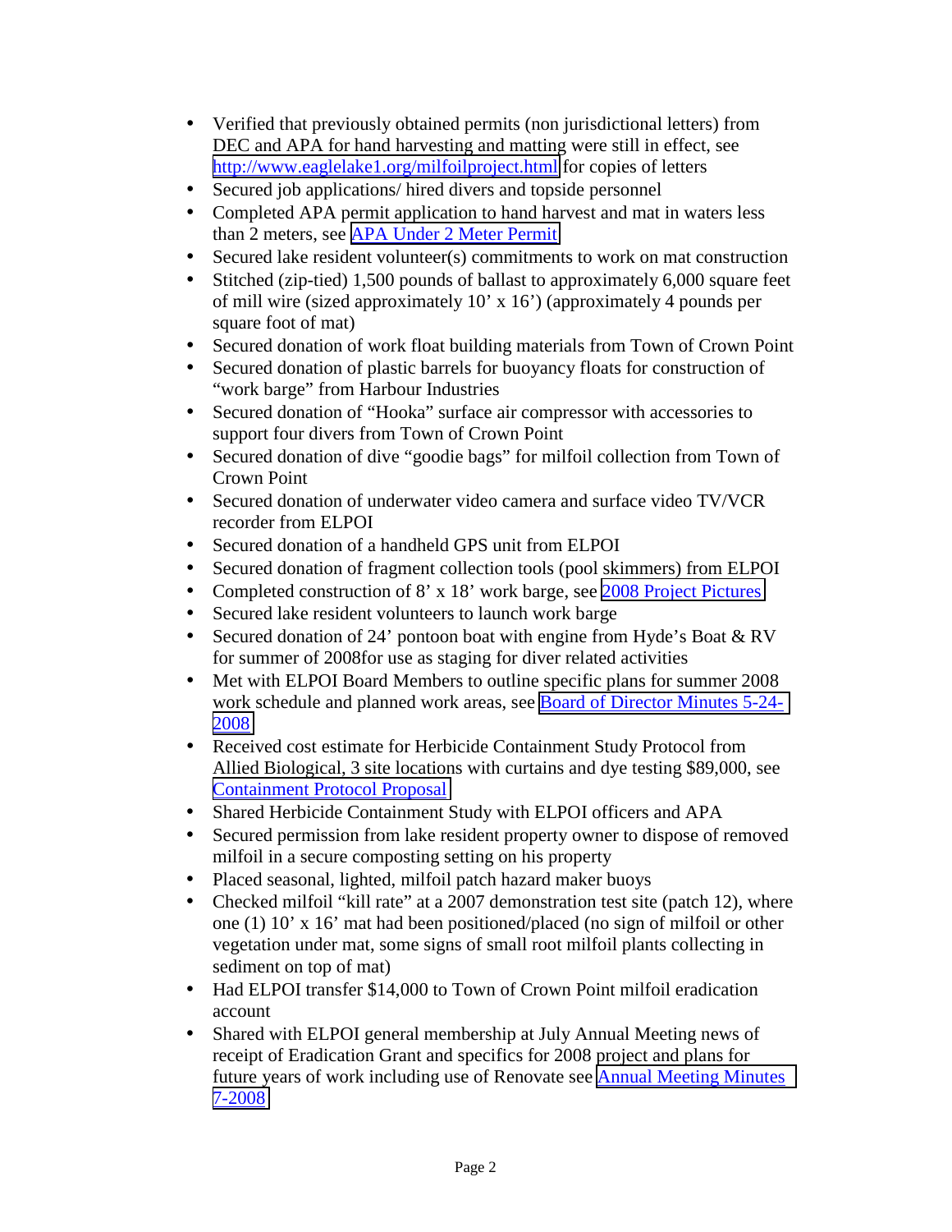- Verified that previously obtained permits (non jurisdictional letters) from DEC and APA for hand harvesting and matting were still in effect, see http://www.eaglelake1.org/milfoilproject.html for copies of letters
- Secured job applications/ hired divers and topside personnel
- Completed APA permit application to hand harvest and mat in waters less than 2 meters, see APA Under 2 Meter Permit
- Secured lake resident volunteer(s) commitments to work on mat construction
- Stitched (zip-tied) 1,500 pounds of ballast to approximately 6,000 square feet of mill wire (sized approximately 10' x 16') (approximately 4 pounds per square foot of mat)
- Secured donation of work float building materials from Town of Crown Point
- Secured donation of plastic barrels for buoyancy floats for construction of "work barge" from Harbour Industries
- Secured donation of "Hooka" surface air compressor with accessories to support four divers from Town of Crown Point
- Secured donation of dive "goodie bags" for milfoil collection from Town of Crown Point
- Secured donation of underwater video camera and surface video TV/VCR recorder from ELPOI
- Secured donation of a handheld GPS unit from ELPOI
- Secured donation of fragment collection tools (pool skimmers) from ELPOI
- Completed construction of 8' x 18' work barge, see 2008 Project Pictures
- Secured lake resident volunteers to launch work barge
- Secured donation of 24' pontoon boat with engine from Hyde's Boat & RV for summer of 2008for use as staging for diver related activities
- Met with ELPOI Board Members to outline specific plans for summer 2008 work schedule and planned work areas, see Board of Director Minutes 5-24-2008
- Received cost estimate for Herbicide Containment Study Protocol from Allied Biological, 3 site locations with curtains and dye testing $89,000, see Containment Protocol Proposal
- Shared Herbicide Containment Study with ELPOI officers and APA
- Secured permission from lake resident property owner to dispose of removed milfoil in a secure composting setting on his property
- Placed seasonal, lighted, milfoil patch hazard maker buoys
- Checked milfoil "kill rate" at a 2007 demonstration test site (patch 12), where one (1) 10' x 16' mat had been positioned/placed (no sign of milfoil or other vegetation under mat, some signs of small root milfoil plants collecting in sediment on top of mat)
- Had ELPOI transfer $14,000 to Town of Crown Point milfoil eradication account
- Shared with ELPOI general membership at July Annual Meeting news of receipt of Eradication Grant and specifics for 2008 project and plans for future years of work including use of Renovate see Annual Meeting Minutes 7-2008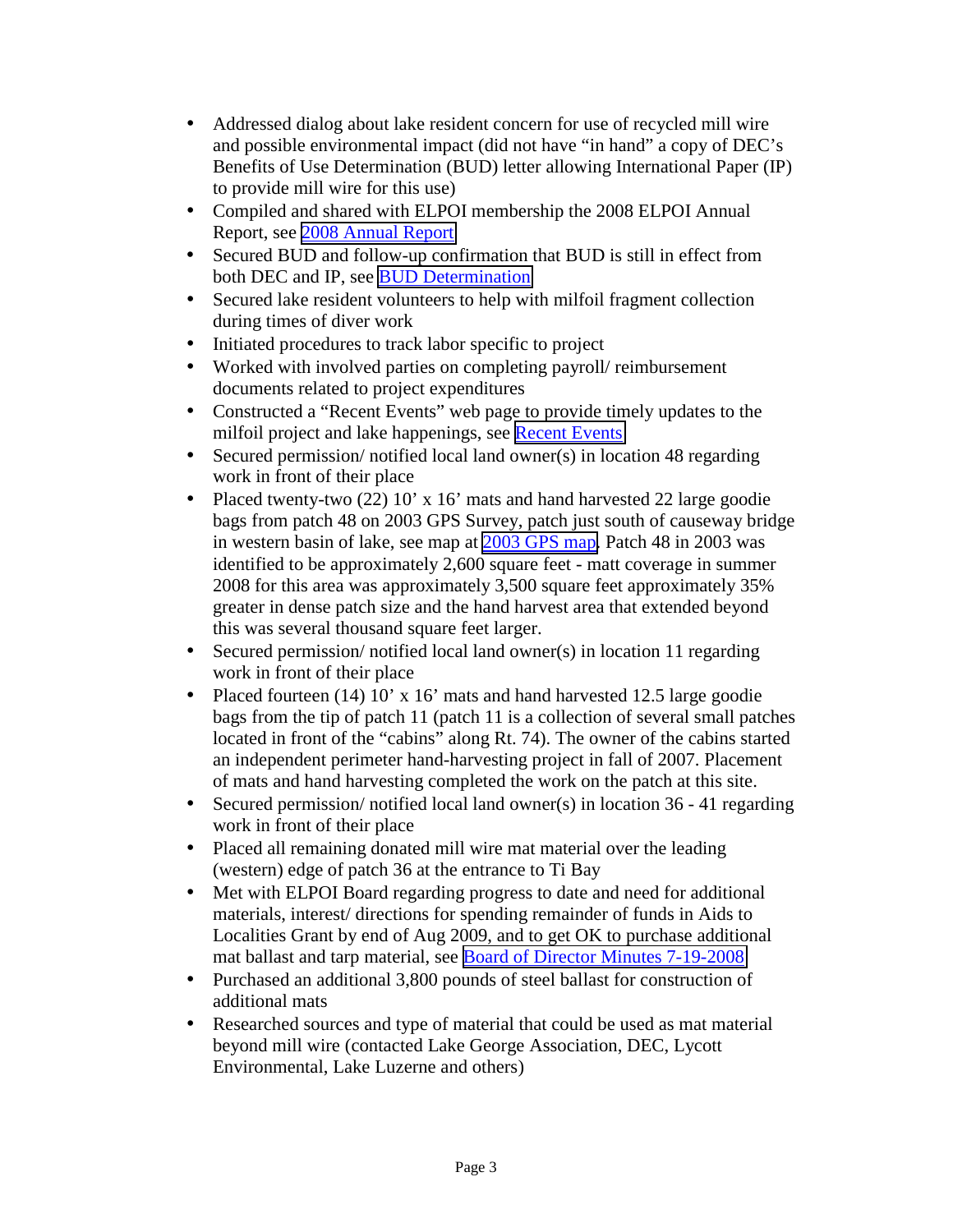- Addressed dialog about lake resident concern for use of recycled mill wire and possible environmental impact (did not have "in hand" a copy of DEC's Benefits of Use Determination (BUD) letter allowing International Paper (IP) to provide mill wire for this use)
- Compiled and shared with ELPOI membership the 2008 ELPOI Annual Report, see 2008 Annual Report
- Secured BUD and follow-up confirmation that BUD is still in effect from both DEC and IP, see BUD Determination
- Secured lake resident volunteers to help with milfoil fragment collection during times of diver work
- Initiated procedures to track labor specific to project
- Worked with involved parties on completing payroll/ reimbursement documents related to project expenditures
- Constructed a "Recent Events" web page to provide timely updates to the milfoil project and lake happenings, see Recent Events
- Secured permission/ notified local land owner(s) in location 48 regarding work in front of their place
- Placed twenty-two (22) 10' x 16' mats and hand harvested 22 large goodie bags from patch 48 on 2003 GPS Survey, patch just south of causeway bridge in western basin of lake, see map at 2003 GPS map. Patch 48 in 2003 was identified to be approximately 2,600 square feet - matt coverage in summer 2008 for this area was approximately 3,500 square feet approximately 35% greater in dense patch size and the hand harvest area that extended beyond this was several thousand square feet larger.
- Secured permission/ notified local land owner(s) in location 11 regarding work in front of their place
- Placed fourteen (14) 10' x 16' mats and hand harvested 12.5 large goodie bags from the tip of patch 11 (patch 11 is a collection of several small patches located in front of the "cabins" along Rt. 74). The owner of the cabins started an independent perimeter hand-harvesting project in fall of 2007. Placement of mats and hand harvesting completed the work on the patch at this site.
- Secured permission/ notified local land owner(s) in location 36 - 41 regarding work in front of their place
- Placed all remaining donated mill wire mat material over the leading (western) edge of patch 36 at the entrance to Ti Bay
- Met with ELPOI Board regarding progress to date and need for additional materials, interest/ directions for spending remainder of funds in Aids to Localities Grant by end of Aug 2009, and to get OK to purchase additional mat ballast and tarp material, see Board of Director Minutes 7-19-2008
- Purchased an additional 3,800 pounds of steel ballast for construction of additional mats
- Researched sources and type of material that could be used as mat material beyond mill wire (contacted Lake George Association, DEC, Lycott Environmental, Lake Luzerne and others)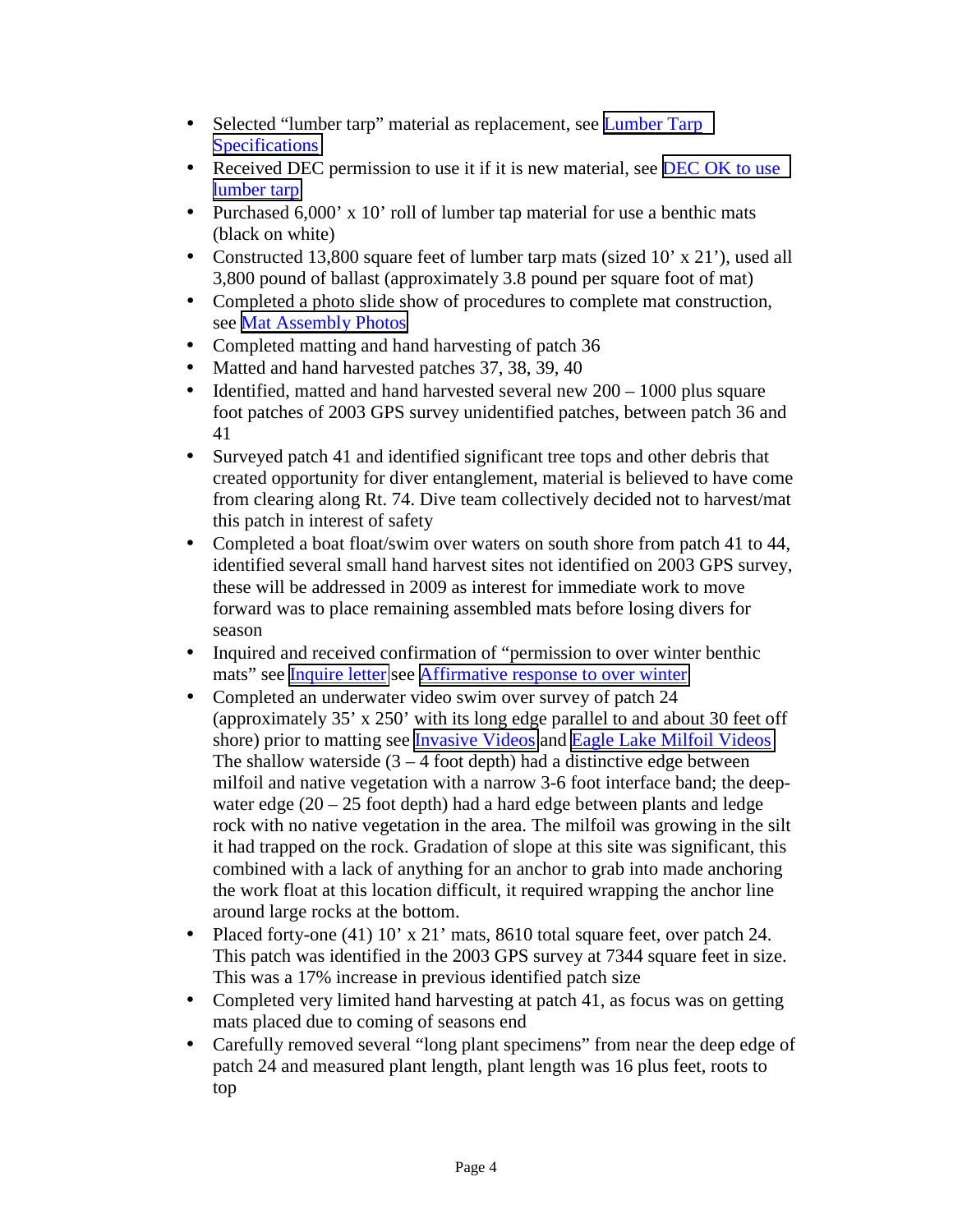- Selected "lumber tarp" material as replacement, see Lumber Tarp Specifications
- Received DEC permission to use it if it is new material, see DEC OK to use lumber tarp
- Purchased 6,000' x 10' roll of lumber tap material for use a benthic mats (black on white)
- Constructed 13,800 square feet of lumber tarp mats (sized 10' x 21'), used all 3,800 pound of ballast (approximately 3.8 pound per square foot of mat)
- Completed a photo slide show of procedures to complete mat construction, see Mat Assembly Photos
- Completed matting and hand harvesting of patch 36
- Matted and hand harvested patches 37, 38, 39, 40
- Identified, matted and hand harvested several new 200 – 1000 plus square foot patches of 2003 GPS survey unidentified patches, between patch 36 and 41
- Surveyed patch 41 and identified significant tree tops and other debris that created opportunity for diver entanglement, material is believed to have come from clearing along Rt. 74. Dive team collectively decided not to harvest/mat this patch in interest of safety
- Completed a boat float/swim over waters on south shore from patch 41 to 44, identified several small hand harvest sites not identified on 2003 GPS survey, these will be addressed in 2009 as interest for immediate work to move forward was to place remaining assembled mats before losing divers for season
- Inquired and received confirmation of "permission to over winter benthic mats" see Inquire letter see Affirmative response to over winter
- Completed an underwater video swim over survey of patch 24 (approximately 35' x 250' with its long edge parallel to and about 30 feet off shore) prior to matting see Invasive Videos and Eagle Lake Milfoil Videos The shallow waterside (3 – 4 foot depth) had a distinctive edge between milfoil and native vegetation with a narrow 3-6 foot interface band; the deep-water edge (20 – 25 foot depth) had a hard edge between plants and ledge rock with no native vegetation in the area. The milfoil was growing in the silt it had trapped on the rock. Gradation of slope at this site was significant, this combined with a lack of anything for an anchor to grab into made anchoring the work float at this location difficult, it required wrapping the anchor line around large rocks at the bottom.
- Placed forty-one (41) 10' x 21' mats, 8610 total square feet, over patch 24. This patch was identified in the 2003 GPS survey at 7344 square feet in size. This was a 17% increase in previous identified patch size
- Completed very limited hand harvesting at patch 41, as focus was on getting mats placed due to coming of seasons end
- Carefully removed several "long plant specimens" from near the deep edge of patch 24 and measured plant length, plant length was 16 plus feet, roots to top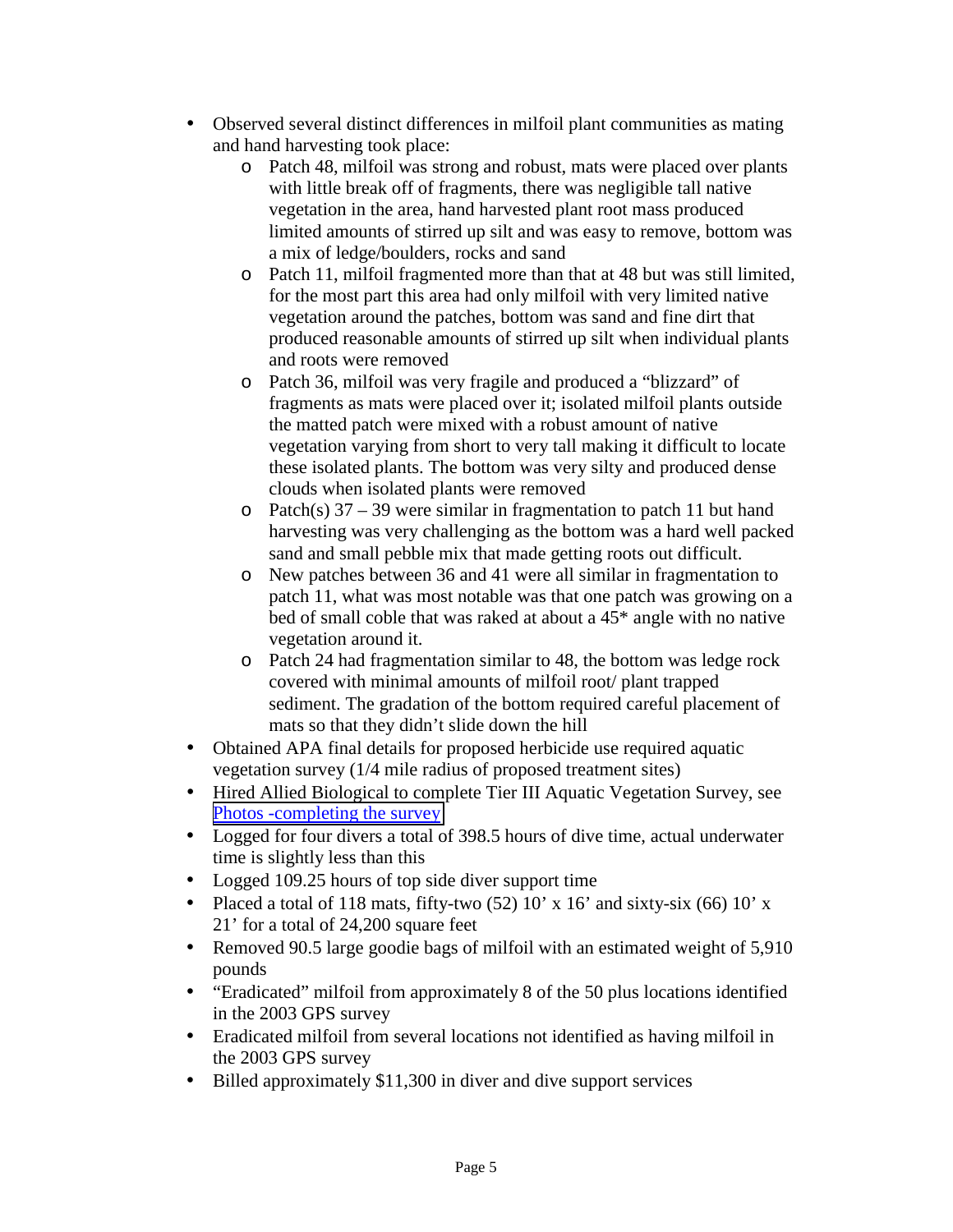- Observed several distinct differences in milfoil plant communities as mating and hand harvesting took place:
  - Patch 48, milfoil was strong and robust, mats were placed over plants with little break off of fragments, there was negligible tall native vegetation in the area, hand harvested plant root mass produced limited amounts of stirred up silt and was easy to remove, bottom was a mix of ledge/boulders, rocks and sand
  - Patch 11, milfoil fragmented more than that at 48 but was still limited, for the most part this area had only milfoil with very limited native vegetation around the patches, bottom was sand and fine dirt that produced reasonable amounts of stirred up silt when individual plants and roots were removed
  - Patch 36, milfoil was very fragile and produced a "blizzard" of fragments as mats were placed over it; isolated milfoil plants outside the matted patch were mixed with a robust amount of native vegetation varying from short to very tall making it difficult to locate these isolated plants. The bottom was very silty and produced dense clouds when isolated plants were removed
  - Patch(s) 37 – 39 were similar in fragmentation to patch 11 but hand harvesting was very challenging as the bottom was a hard well packed sand and small pebble mix that made getting roots out difficult.
  - New patches between 36 and 41 were all similar in fragmentation to patch 11, what was most notable was that one patch was growing on a bed of small coble that was raked at about a 45* angle with no native vegetation around it.
  - Patch 24 had fragmentation similar to 48, the bottom was ledge rock covered with minimal amounts of milfoil root/ plant trapped sediment. The gradation of the bottom required careful placement of mats so that they didn't slide down the hill
- Obtained APA final details for proposed herbicide use required aquatic vegetation survey (1/4 mile radius of proposed treatment sites)
- Hired Allied Biological to complete Tier III Aquatic Vegetation Survey, see Photos -completing the survey
- Logged for four divers a total of 398.5 hours of dive time, actual underwater time is slightly less than this
- Logged 109.25 hours of top side diver support time
- Placed a total of 118 mats, fifty-two (52) 10' x 16' and sixty-six (66) 10' x 21' for a total of 24,200 square feet
- Removed 90.5 large goodie bags of milfoil with an estimated weight of 5,910 pounds
- "Eradicated" milfoil from approximately 8 of the 50 plus locations identified in the 2003 GPS survey
- Eradicated milfoil from several locations not identified as having milfoil in the 2003 GPS survey
- Billed approximately $11,300 in diver and dive support services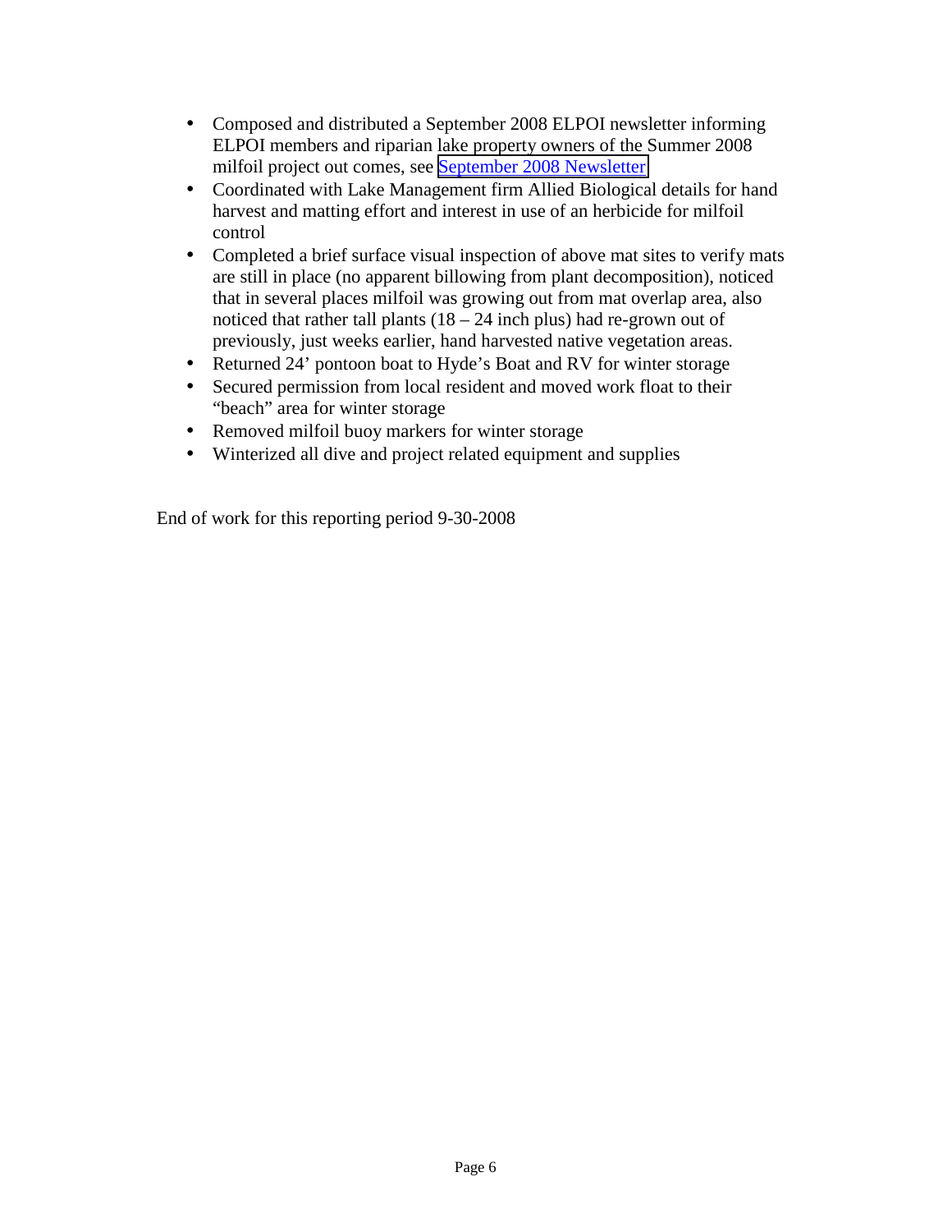- Composed and distributed a September 2008 ELPOI newsletter informing ELPOI members and riparian lake property owners of the Summer 2008 milfoil project out comes, see September 2008 Newsletter
- Coordinated with Lake Management firm Allied Biological details for hand harvest and matting effort and interest in use of an herbicide for milfoil control
- Completed a brief surface visual inspection of above mat sites to verify mats are still in place (no apparent billowing from plant decomposition), noticed that in several places milfoil was growing out from mat overlap area, also noticed that rather tall plants (18 – 24 inch plus) had re-grown out of previously, just weeks earlier, hand harvested native vegetation areas.
- Returned 24' pontoon boat to Hyde's Boat and RV for winter storage
- Secured permission from local resident and moved work float to their "beach" area for winter storage
- Removed milfoil buoy markers for winter storage
- Winterized all dive and project related equipment and supplies

End of work for this reporting period 9-30-2008